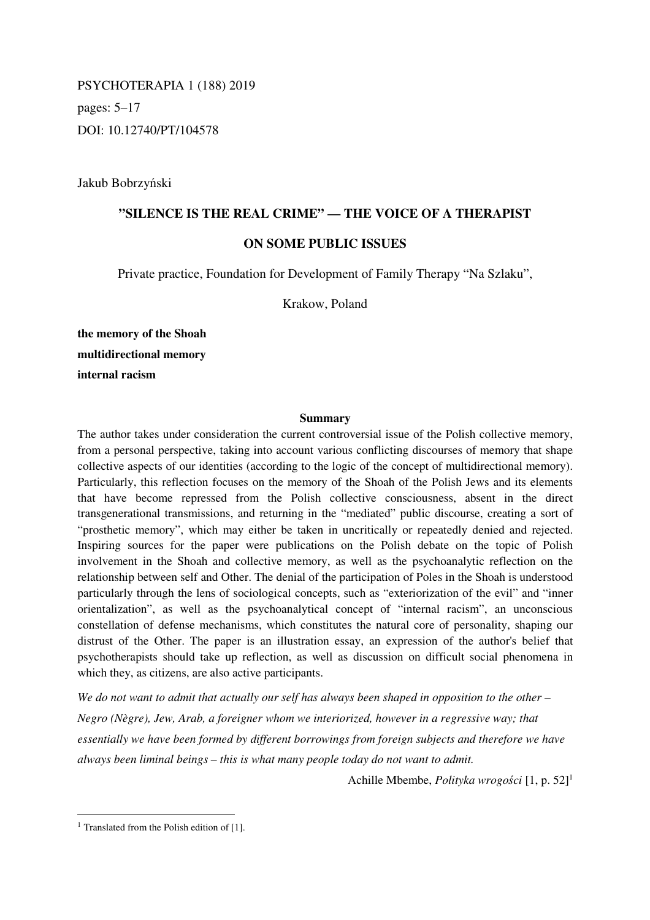PSYCHOTERAPIA 1 (188) 2019

pages: 5–17

DOI: 10.12740/PT/104578

Jakub Bobrzyński

# "SILENCE IS THE REAL CRIME" — THE VOICE OF A THERAPIST ON SOME PUBLIC ISSUES

Private practice, Foundation for Development of Family Therapy "Na Szlaku",

Krakow, Poland

**the memory of the Shoah**
**multidirectional memory**
**internal racism**

## Summary

The author takes under consideration the current controversial issue of the Polish collective memory, from a personal perspective, taking into account various conflicting discourses of memory that shape collective aspects of our identities (according to the logic of the concept of multidirectional memory). Particularly, this reflection focuses on the memory of the Shoah of the Polish Jews and its elements that have become repressed from the Polish collective consciousness, absent in the direct transgenerational transmissions, and returning in the "mediated" public discourse, creating a sort of "prosthetic memory", which may either be taken in uncritically or repeatedly denied and rejected. Inspiring sources for the paper were publications on the Polish debate on the topic of Polish involvement in the Shoah and collective memory, as well as the psychoanalytic reflection on the relationship between self and Other. The denial of the participation of Poles in the Shoah is understood particularly through the lens of sociological concepts, such as "exteriorization of the evil" and "inner orientalization", as well as the psychoanalytical concept of "internal racism", an unconscious constellation of defense mechanisms, which constitutes the natural core of personality, shaping our distrust of the Other. The paper is an illustration essay, an expression of the author's belief that psychotherapists should take up reflection, as well as discussion on difficult social phenomena in which they, as citizens, are also active participants.

*We do not want to admit that actually our self has always been shaped in opposition to the other – Negro (Nègre), Jew, Arab, a foreigner whom we interiorized, however in a regressive way; that essentially we have been formed by different borrowings from foreign subjects and therefore we have always been liminal beings – this is what many people today do not want to admit.*

Achille Mbembe, *Polityka wrogości* [1, p. 52][1]

[1] Translated from the Polish edition of [1].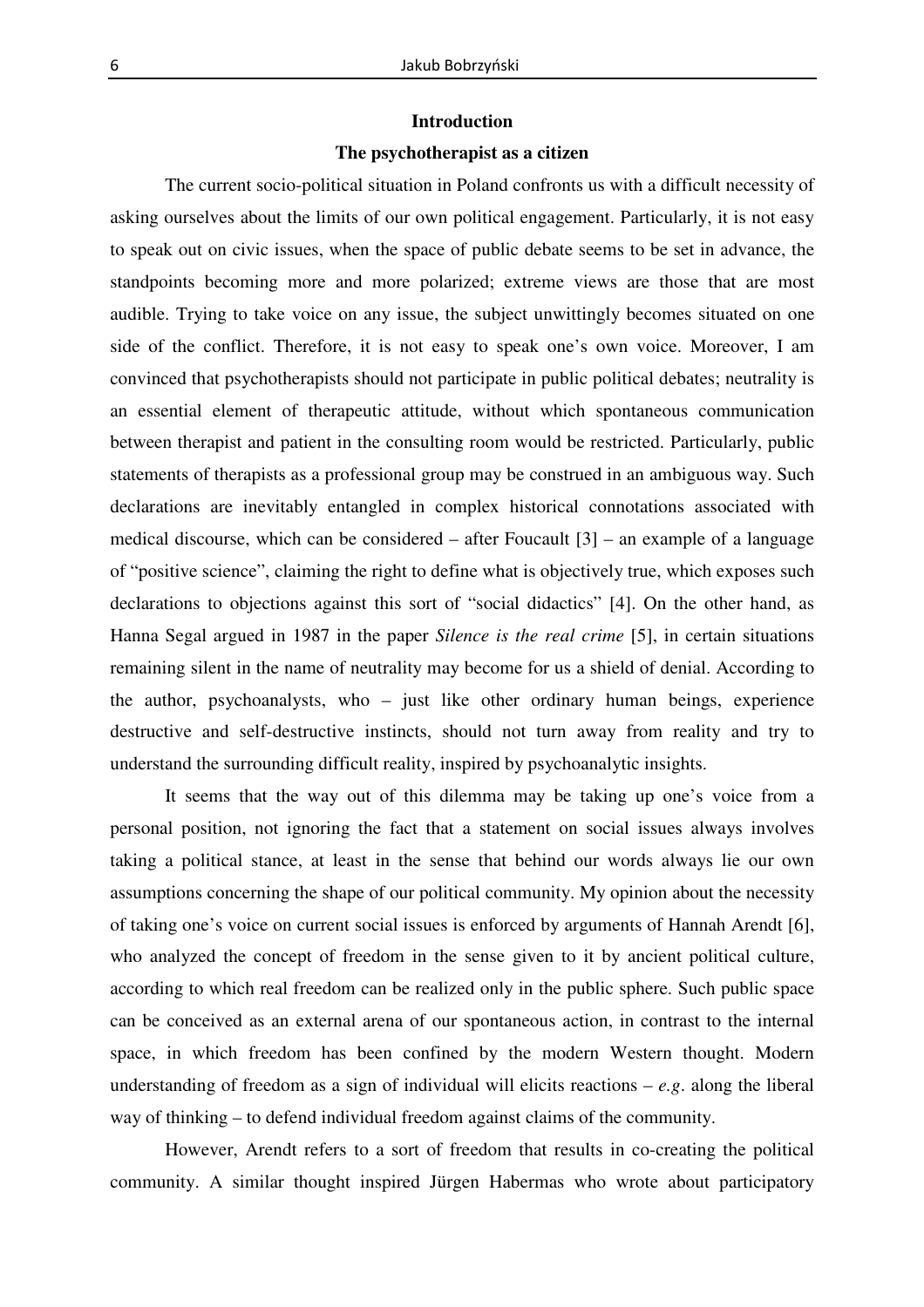## Introduction

### The psychotherapist as a citizen

The current socio-political situation in Poland confronts us with a difficult necessity of asking ourselves about the limits of our own political engagement. Particularly, it is not easy to speak out on civic issues, when the space of public debate seems to be set in advance, the standpoints becoming more and more polarized; extreme views are those that are most audible. Trying to take voice on any issue, the subject unwittingly becomes situated on one side of the conflict. Therefore, it is not easy to speak one's own voice. Moreover, I am convinced that psychotherapists should not participate in public political debates; neutrality is an essential element of therapeutic attitude, without which spontaneous communication between therapist and patient in the consulting room would be restricted. Particularly, public statements of therapists as a professional group may be construed in an ambiguous way. Such declarations are inevitably entangled in complex historical connotations associated with medical discourse, which can be considered – after Foucault [3] – an example of a language of "positive science", claiming the right to define what is objectively true, which exposes such declarations to objections against this sort of "social didactics" [4]. On the other hand, as Hanna Segal argued in 1987 in the paper *Silence is the real crime* [5], in certain situations remaining silent in the name of neutrality may become for us a shield of denial. According to the author, psychoanalysts, who – just like other ordinary human beings, experience destructive and self-destructive instincts, should not turn away from reality and try to understand the surrounding difficult reality, inspired by psychoanalytic insights.

It seems that the way out of this dilemma may be taking up one's voice from a personal position, not ignoring the fact that a statement on social issues always involves taking a political stance, at least in the sense that behind our words always lie our own assumptions concerning the shape of our political community. My opinion about the necessity of taking one's voice on current social issues is enforced by arguments of Hannah Arendt [6], who analyzed the concept of freedom in the sense given to it by ancient political culture, according to which real freedom can be realized only in the public sphere. Such public space can be conceived as an external arena of our spontaneous action, in contrast to the internal space, in which freedom has been confined by the modern Western thought. Modern understanding of freedom as a sign of individual will elicits reactions – *e.g*. along the liberal way of thinking – to defend individual freedom against claims of the community.

However, Arendt refers to a sort of freedom that results in co-creating the political community. A similar thought inspired Jürgen Habermas who wrote about participatory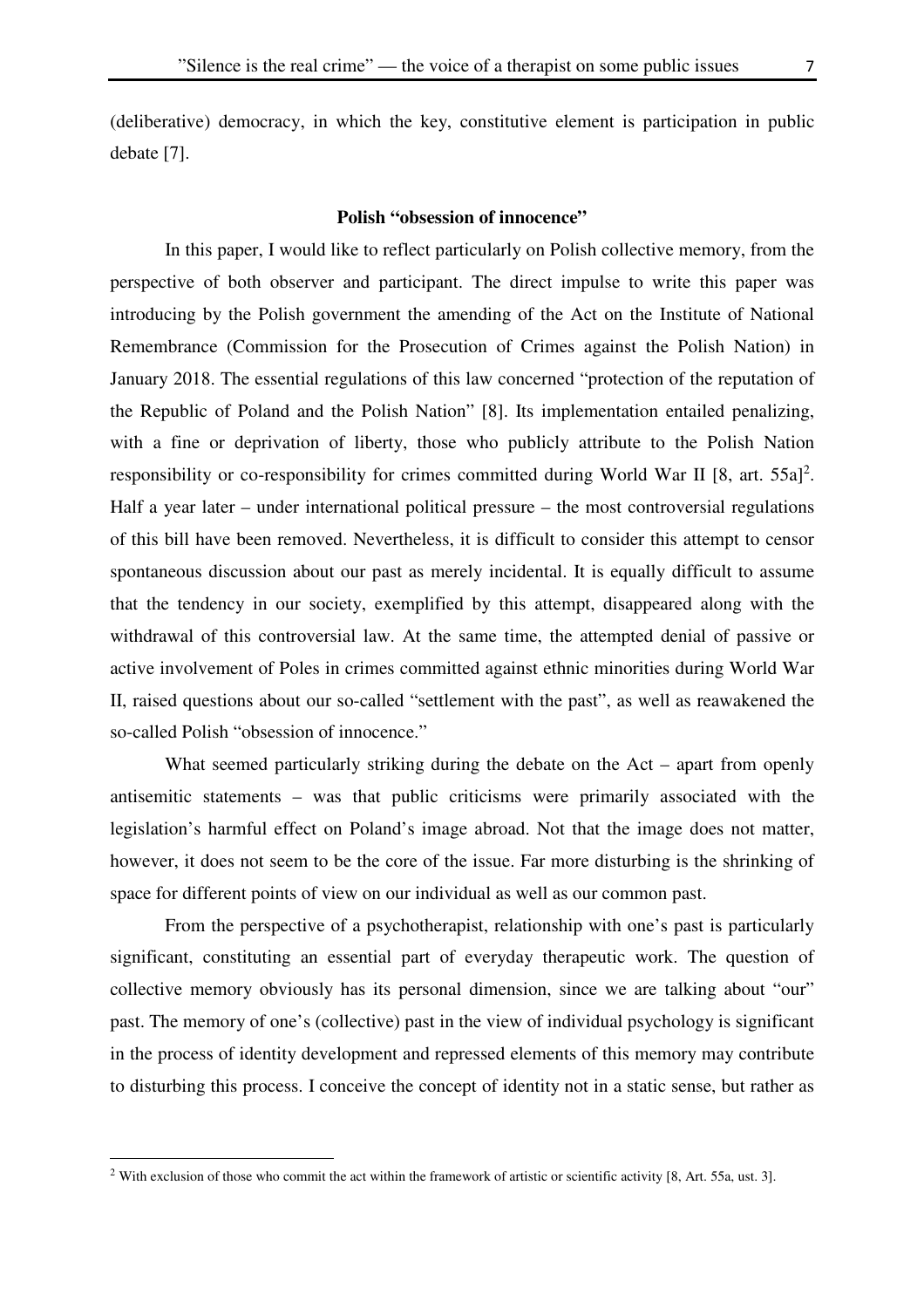(deliberative) democracy, in which the key, constitutive element is participation in public debate [7].

## Polish "obsession of innocence"

In this paper, I would like to reflect particularly on Polish collective memory, from the perspective of both observer and participant. The direct impulse to write this paper was introducing by the Polish government the amending of the Act on the Institute of National Remembrance (Commission for the Prosecution of Crimes against the Polish Nation) in January 2018. The essential regulations of this law concerned "protection of the reputation of the Republic of Poland and the Polish Nation" [8]. Its implementation entailed penalizing, with a fine or deprivation of liberty, those who publicly attribute to the Polish Nation responsibility or co-responsibility for crimes committed during World War II [8, art. 55a][2]. Half a year later – under international political pressure – the most controversial regulations of this bill have been removed. Nevertheless, it is difficult to consider this attempt to censor spontaneous discussion about our past as merely incidental. It is equally difficult to assume that the tendency in our society, exemplified by this attempt, disappeared along with the withdrawal of this controversial law. At the same time, the attempted denial of passive or active involvement of Poles in crimes committed against ethnic minorities during World War II, raised questions about our so-called "settlement with the past", as well as reawakened the so-called Polish "obsession of innocence."

What seemed particularly striking during the debate on the Act – apart from openly antisemitic statements – was that public criticisms were primarily associated with the legislation's harmful effect on Poland's image abroad. Not that the image does not matter, however, it does not seem to be the core of the issue. Far more disturbing is the shrinking of space for different points of view on our individual as well as our common past.

From the perspective of a psychotherapist, relationship with one's past is particularly significant, constituting an essential part of everyday therapeutic work. The question of collective memory obviously has its personal dimension, since we are talking about "our" past. The memory of one's (collective) past in the view of individual psychology is significant in the process of identity development and repressed elements of this memory may contribute to disturbing this process. I conceive the concept of identity not in a static sense, but rather as

[2] With exclusion of those who commit the act within the framework of artistic or scientific activity [8, Art. 55a, ust. 3].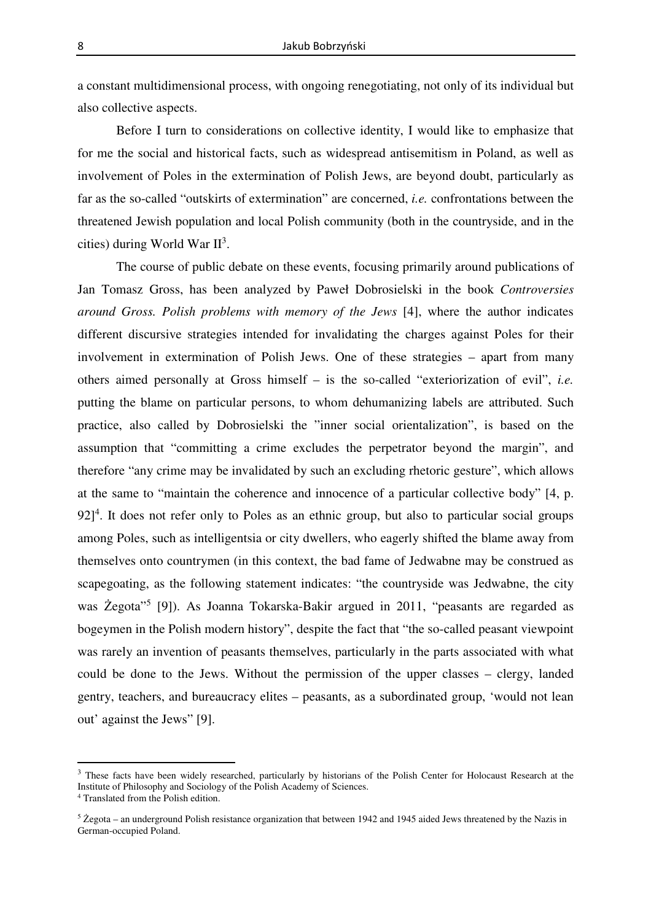a constant multidimensional process, with ongoing renegotiating, not only of its individual but also collective aspects.

Before I turn to considerations on collective identity, I would like to emphasize that for me the social and historical facts, such as widespread antisemitism in Poland, as well as involvement of Poles in the extermination of Polish Jews, are beyond doubt, particularly as far as the so-called "outskirts of extermination" are concerned, *i.e.* confrontations between the threatened Jewish population and local Polish community (both in the countryside, and in the cities) during World War II[3].

The course of public debate on these events, focusing primarily around publications of Jan Tomasz Gross, has been analyzed by Paweł Dobrosielski in the book *Controversies around Gross. Polish problems with memory of the Jews* [4], where the author indicates different discursive strategies intended for invalidating the charges against Poles for their involvement in extermination of Polish Jews. One of these strategies – apart from many others aimed personally at Gross himself – is the so-called "exteriorization of evil", *i.e.* putting the blame on particular persons, to whom dehumanizing labels are attributed. Such practice, also called by Dobrosielski the "inner social orientalization", is based on the assumption that "committing a crime excludes the perpetrator beyond the margin", and therefore "any crime may be invalidated by such an excluding rhetoric gesture", which allows at the same to "maintain the coherence and innocence of a particular collective body" [4, p. 92][4]. It does not refer only to Poles as an ethnic group, but also to particular social groups among Poles, such as intelligentsia or city dwellers, who eagerly shifted the blame away from themselves onto countrymen (in this context, the bad fame of Jedwabne may be construed as scapegoating, as the following statement indicates: "the countryside was Jedwabne, the city was Żegota"[5] [9]). As Joanna Tokarska-Bakir argued in 2011, "peasants are regarded as bogeymen in the Polish modern history", despite the fact that "the so-called peasant viewpoint was rarely an invention of peasants themselves, particularly in the parts associated with what could be done to the Jews. Without the permission of the upper classes – clergy, landed gentry, teachers, and bureaucracy elites – peasants, as a subordinated group, 'would not lean out' against the Jews" [9].

---

[3] These facts have been widely researched, particularly by historians of the Polish Center for Holocaust Research at the Institute of Philosophy and Sociology of the Polish Academy of Sciences.

[4] Translated from the Polish edition.

[5] Żegota – an underground Polish resistance organization that between 1942 and 1945 aided Jews threatened by the Nazis in German-occupied Poland.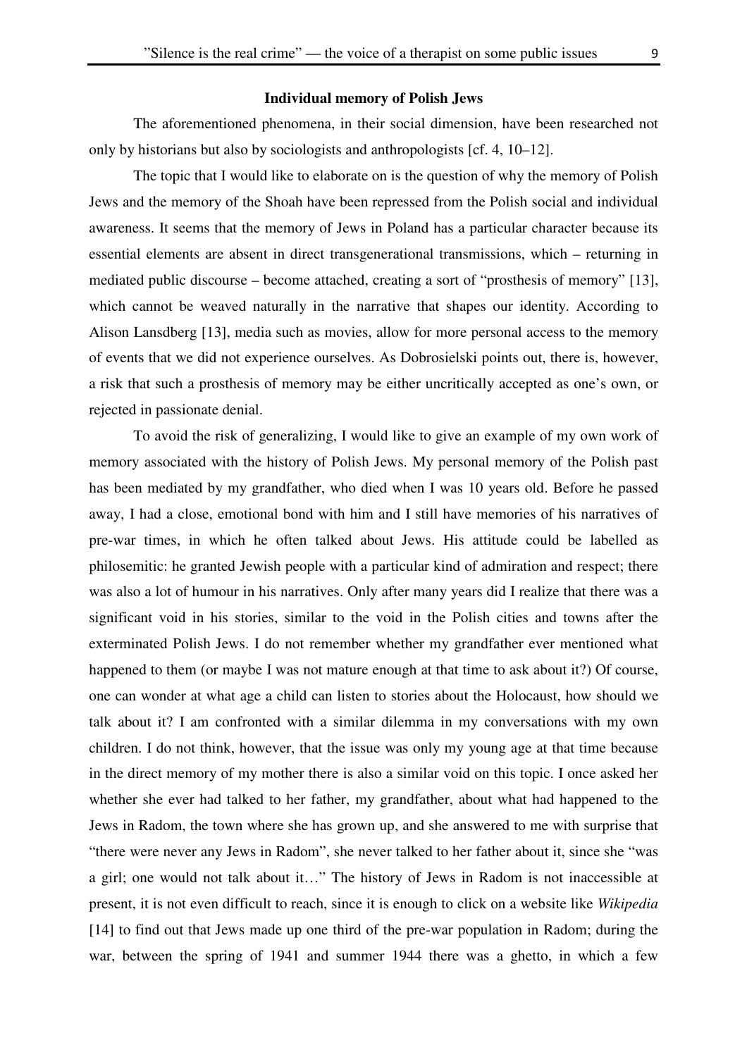**Individual memory of Polish Jews**

The aforementioned phenomena, in their social dimension, have been researched not only by historians but also by sociologists and anthropologists [cf. 4, 10–12].

The topic that I would like to elaborate on is the question of why the memory of Polish Jews and the memory of the Shoah have been repressed from the Polish social and individual awareness. It seems that the memory of Jews in Poland has a particular character because its essential elements are absent in direct transgenerational transmissions, which – returning in mediated public discourse – become attached, creating a sort of "prosthesis of memory" [13], which cannot be weaved naturally in the narrative that shapes our identity. According to Alison Lansdberg [13], media such as movies, allow for more personal access to the memory of events that we did not experience ourselves. As Dobrosielski points out, there is, however, a risk that such a prosthesis of memory may be either uncritically accepted as one's own, or rejected in passionate denial.

To avoid the risk of generalizing, I would like to give an example of my own work of memory associated with the history of Polish Jews. My personal memory of the Polish past has been mediated by my grandfather, who died when I was 10 years old. Before he passed away, I had a close, emotional bond with him and I still have memories of his narratives of pre-war times, in which he often talked about Jews. His attitude could be labelled as philosemitic: he granted Jewish people with a particular kind of admiration and respect; there was also a lot of humour in his narratives. Only after many years did I realize that there was a significant void in his stories, similar to the void in the Polish cities and towns after the exterminated Polish Jews. I do not remember whether my grandfather ever mentioned what happened to them (or maybe I was not mature enough at that time to ask about it?) Of course, one can wonder at what age a child can listen to stories about the Holocaust, how should we talk about it? I am confronted with a similar dilemma in my conversations with my own children. I do not think, however, that the issue was only my young age at that time because in the direct memory of my mother there is also a similar void on this topic. I once asked her whether she ever had talked to her father, my grandfather, about what had happened to the Jews in Radom, the town where she has grown up, and she answered to me with surprise that "there were never any Jews in Radom", she never talked to her father about it, since she "was a girl; one would not talk about it…" The history of Jews in Radom is not inaccessible at present, it is not even difficult to reach, since it is enough to click on a website like *Wikipedia* [14] to find out that Jews made up one third of the pre-war population in Radom; during the war, between the spring of 1941 and summer 1944 there was a ghetto, in which a few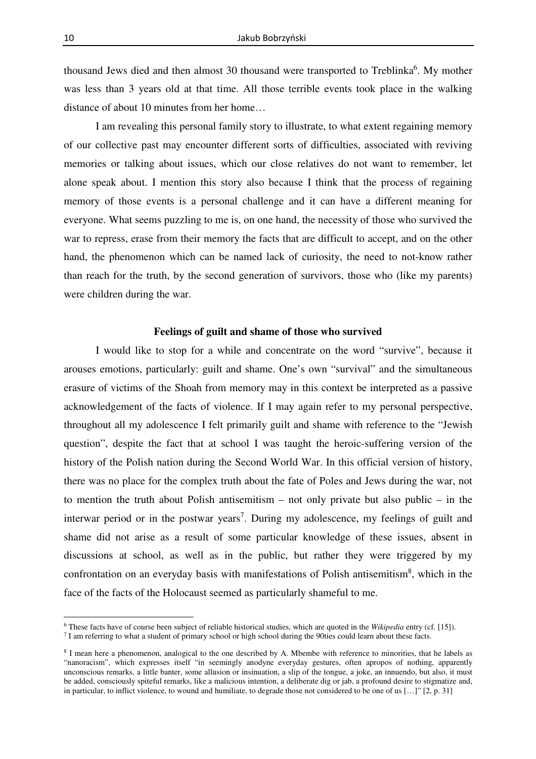thousand Jews died and then almost 30 thousand were transported to Treblinka[6]. My mother was less than 3 years old at that time. All those terrible events took place in the walking distance of about 10 minutes from her home…

I am revealing this personal family story to illustrate, to what extent regaining memory of our collective past may encounter different sorts of difficulties, associated with reviving memories or talking about issues, which our close relatives do not want to remember, let alone speak about. I mention this story also because I think that the process of regaining memory of those events is a personal challenge and it can have a different meaning for everyone. What seems puzzling to me is, on one hand, the necessity of those who survived the war to repress, erase from their memory the facts that are difficult to accept, and on the other hand, the phenomenon which can be named lack of curiosity, the need to not-know rather than reach for the truth, by the second generation of survivors, those who (like my parents) were children during the war.

## Feelings of guilt and shame of those who survived

I would like to stop for a while and concentrate on the word "survive", because it arouses emotions, particularly: guilt and shame. One's own "survival" and the simultaneous erasure of victims of the Shoah from memory may in this context be interpreted as a passive acknowledgement of the facts of violence. If I may again refer to my personal perspective, throughout all my adolescence I felt primarily guilt and shame with reference to the "Jewish question", despite the fact that at school I was taught the heroic-suffering version of the history of the Polish nation during the Second World War. In this official version of history, there was no place for the complex truth about the fate of Poles and Jews during the war, not to mention the truth about Polish antisemitism – not only private but also public – in the interwar period or in the postwar years[7]. During my adolescence, my feelings of guilt and shame did not arise as a result of some particular knowledge of these issues, absent in discussions at school, as well as in the public, but rather they were triggered by my confrontation on an everyday basis with manifestations of Polish antisemitism[8], which in the face of the facts of the Holocaust seemed as particularly shameful to me.

---

[6] These facts have of course been subject of reliable historical studies, which are quoted in the *Wikipedia* entry (cf. [15]).

[7] I am referring to what a student of primary school or high school during the 90ties could learn about these facts.

[8] I mean here a phenomenon, analogical to the one described by A. Mbembe with reference to minorities, that he labels as "nanoracism", which expresses itself "in seemingly anodyne everyday gestures, often apropos of nothing, apparently unconscious remarks, a little banter, some allusion or insinuation, a slip of the tongue, a joke, an innuendo, but also, it must be added, consciously spiteful remarks, like a malicious intention, a deliberate dig or jab, a profound desire to stigmatize and, in particular, to inflict violence, to wound and humiliate, to degrade those not considered to be one of us […]" [2, p. 31]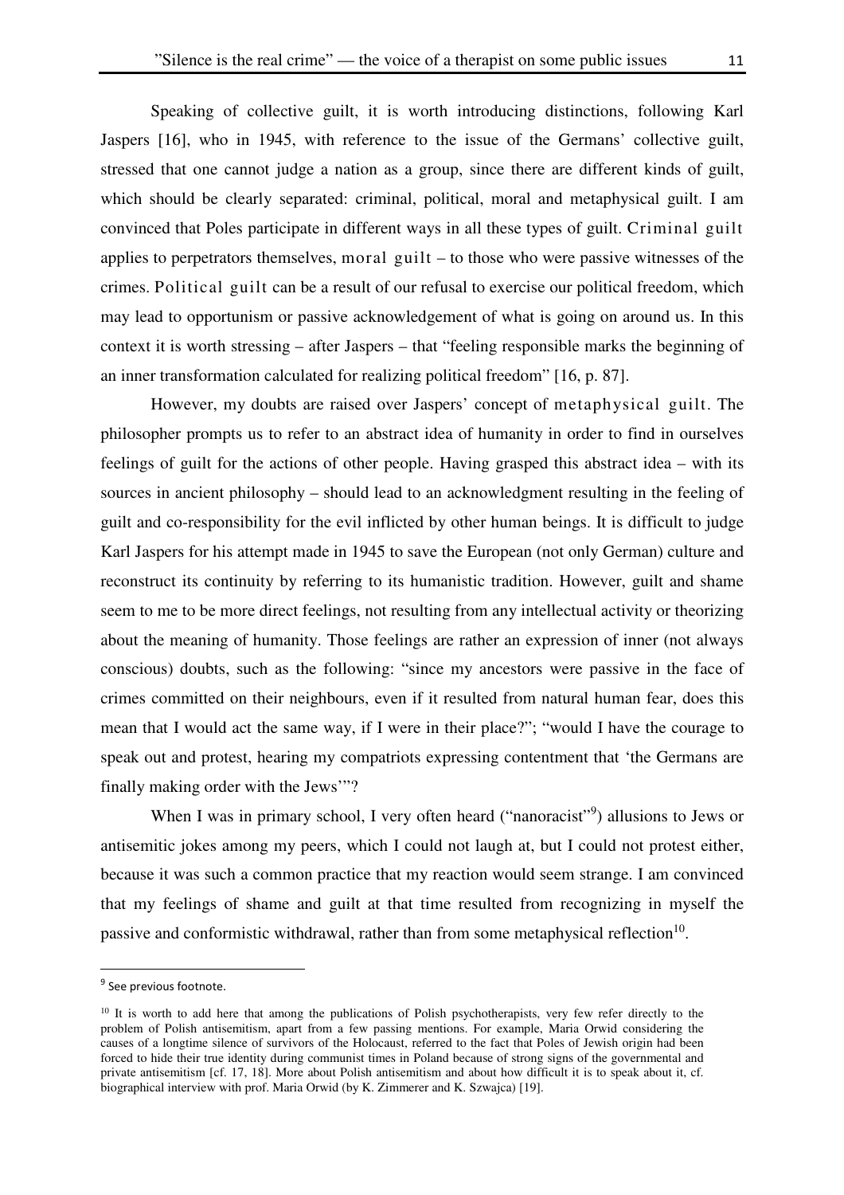Speaking of collective guilt, it is worth introducing distinctions, following Karl Jaspers [16], who in 1945, with reference to the issue of the Germans' collective guilt, stressed that one cannot judge a nation as a group, since there are different kinds of guilt, which should be clearly separated: criminal, political, moral and metaphysical guilt. I am convinced that Poles participate in different ways in all these types of guilt. Criminal guilt applies to perpetrators themselves, moral guilt – to those who were passive witnesses of the crimes. Political guilt can be a result of our refusal to exercise our political freedom, which may lead to opportunism or passive acknowledgement of what is going on around us. In this context it is worth stressing – after Jaspers – that "feeling responsible marks the beginning of an inner transformation calculated for realizing political freedom" [16, p. 87].

However, my doubts are raised over Jaspers' concept of metaphysical guilt. The philosopher prompts us to refer to an abstract idea of humanity in order to find in ourselves feelings of guilt for the actions of other people. Having grasped this abstract idea – with its sources in ancient philosophy – should lead to an acknowledgment resulting in the feeling of guilt and co-responsibility for the evil inflicted by other human beings. It is difficult to judge Karl Jaspers for his attempt made in 1945 to save the European (not only German) culture and reconstruct its continuity by referring to its humanistic tradition. However, guilt and shame seem to me to be more direct feelings, not resulting from any intellectual activity or theorizing about the meaning of humanity. Those feelings are rather an expression of inner (not always conscious) doubts, such as the following: "since my ancestors were passive in the face of crimes committed on their neighbours, even if it resulted from natural human fear, does this mean that I would act the same way, if I were in their place?"; "would I have the courage to speak out and protest, hearing my compatriots expressing contentment that 'the Germans are finally making order with the Jews'"?

When I was in primary school, I very often heard ("nanoracist"[9]) allusions to Jews or antisemitic jokes among my peers, which I could not laugh at, but I could not protest either, because it was such a common practice that my reaction would seem strange. I am convinced that my feelings of shame and guilt at that time resulted from recognizing in myself the passive and conformistic withdrawal, rather than from some metaphysical reflection[10].

---

[9] See previous footnote.

[10] It is worth to add here that among the publications of Polish psychotherapists, very few refer directly to the problem of Polish antisemitism, apart from a few passing mentions. For example, Maria Orwid considering the causes of a longtime silence of survivors of the Holocaust, referred to the fact that Poles of Jewish origin had been forced to hide their true identity during communist times in Poland because of strong signs of the governmental and private antisemitism [cf. 17, 18]. More about Polish antisemitism and about how difficult it is to speak about it, cf. biographical interview with prof. Maria Orwid (by K. Zimmerer and K. Szwajca) [19].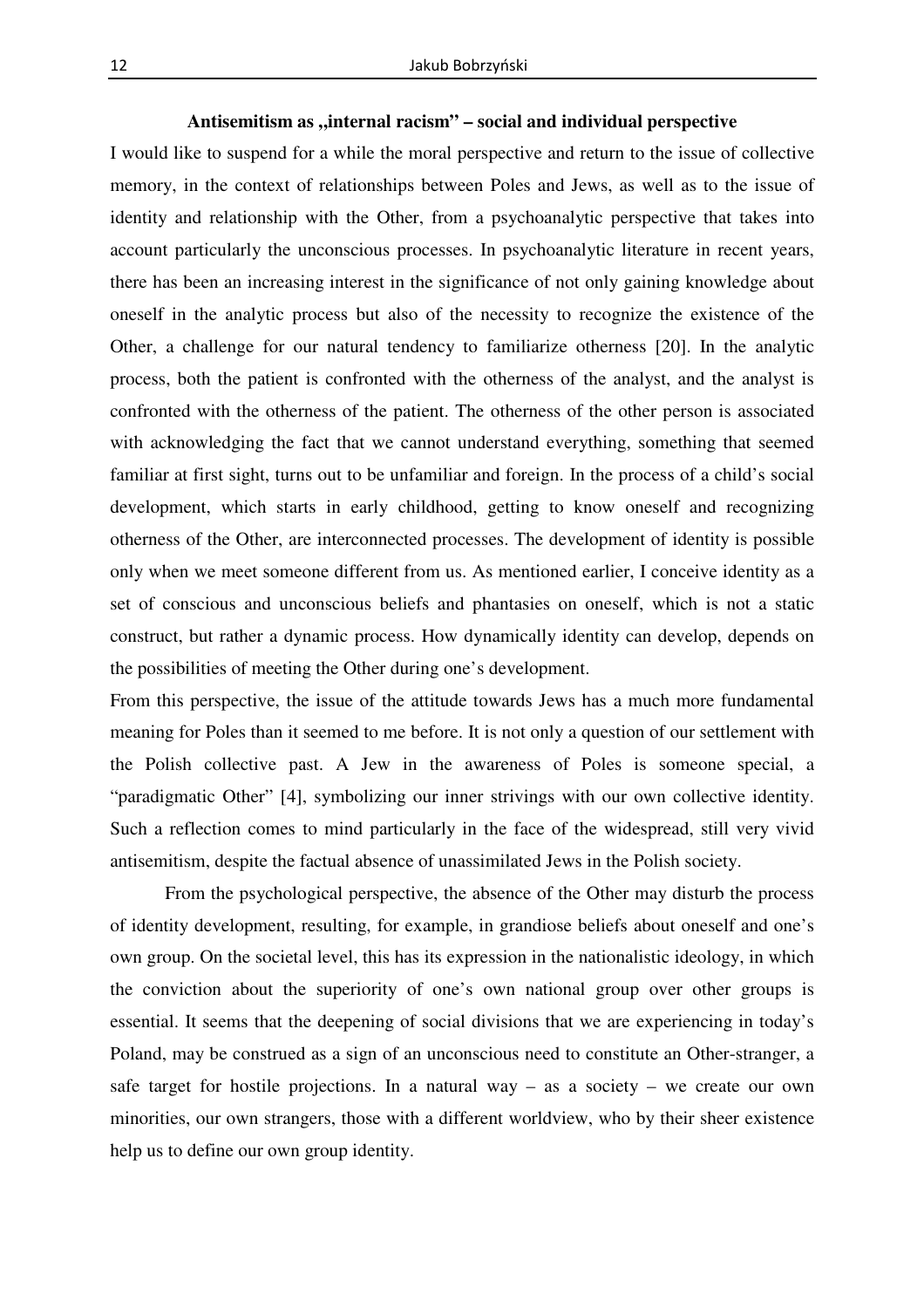### Antisemitism as „internal racism" – social and individual perspective

I would like to suspend for a while the moral perspective and return to the issue of collective memory, in the context of relationships between Poles and Jews, as well as to the issue of identity and relationship with the Other, from a psychoanalytic perspective that takes into account particularly the unconscious processes. In psychoanalytic literature in recent years, there has been an increasing interest in the significance of not only gaining knowledge about oneself in the analytic process but also of the necessity to recognize the existence of the Other, a challenge for our natural tendency to familiarize otherness [20]. In the analytic process, both the patient is confronted with the otherness of the analyst, and the analyst is confronted with the otherness of the patient. The otherness of the other person is associated with acknowledging the fact that we cannot understand everything, something that seemed familiar at first sight, turns out to be unfamiliar and foreign. In the process of a child's social development, which starts in early childhood, getting to know oneself and recognizing otherness of the Other, are interconnected processes. The development of identity is possible only when we meet someone different from us. As mentioned earlier, I conceive identity as a set of conscious and unconscious beliefs and phantasies on oneself, which is not a static construct, but rather a dynamic process. How dynamically identity can develop, depends on the possibilities of meeting the Other during one's development.

From this perspective, the issue of the attitude towards Jews has a much more fundamental meaning for Poles than it seemed to me before. It is not only a question of our settlement with the Polish collective past. A Jew in the awareness of Poles is someone special, a "paradigmatic Other" [4], symbolizing our inner strivings with our own collective identity. Such a reflection comes to mind particularly in the face of the widespread, still very vivid antisemitism, despite the factual absence of unassimilated Jews in the Polish society.

From the psychological perspective, the absence of the Other may disturb the process of identity development, resulting, for example, in grandiose beliefs about oneself and one's own group. On the societal level, this has its expression in the nationalistic ideology, in which the conviction about the superiority of one's own national group over other groups is essential. It seems that the deepening of social divisions that we are experiencing in today's Poland, may be construed as a sign of an unconscious need to constitute an Other-stranger, a safe target for hostile projections. In a natural way – as a society – we create our own minorities, our own strangers, those with a different worldview, who by their sheer existence help us to define our own group identity.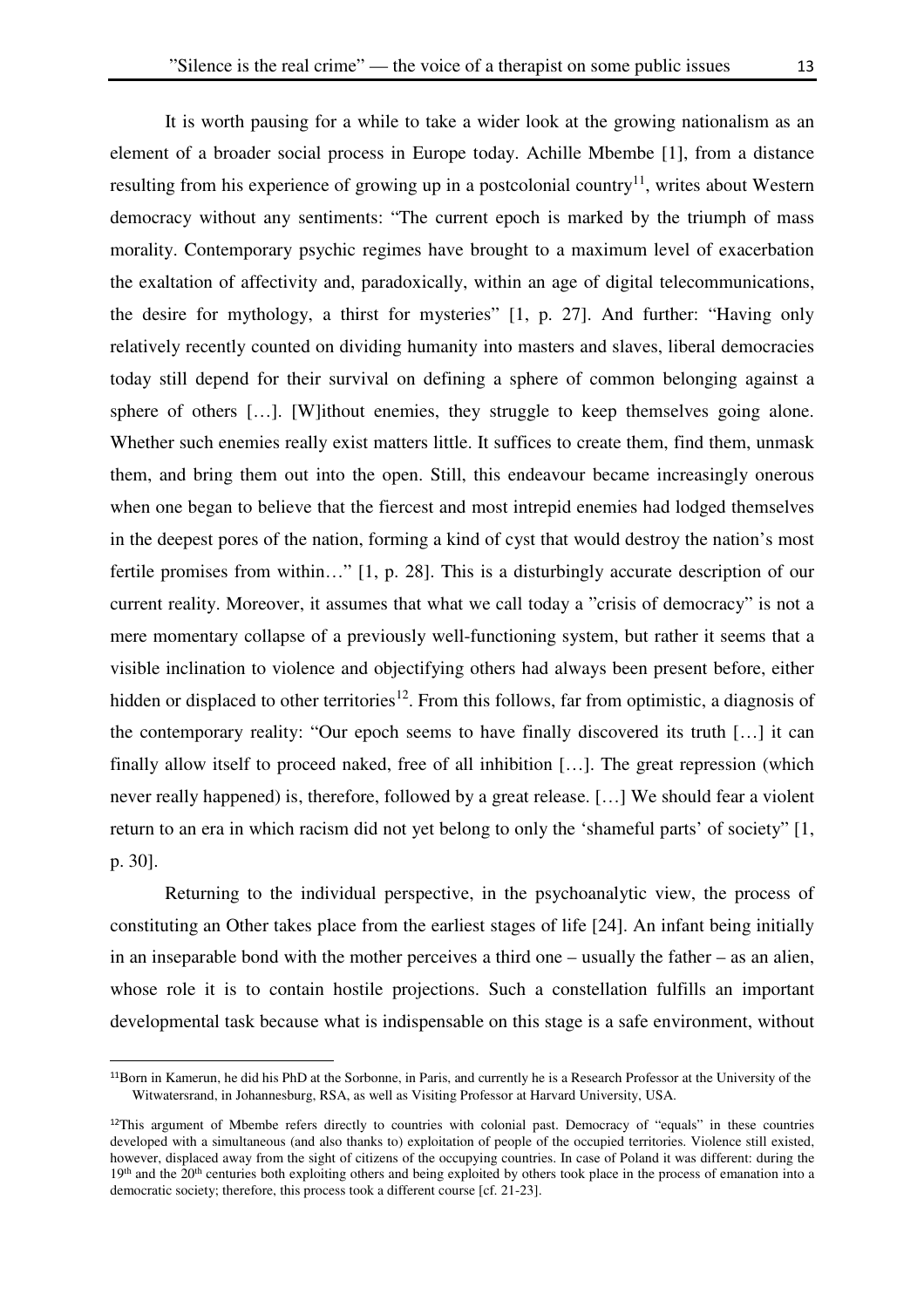It is worth pausing for a while to take a wider look at the growing nationalism as an element of a broader social process in Europe today. Achille Mbembe [1], from a distance resulting from his experience of growing up in a postcolonial country[11], writes about Western democracy without any sentiments: "The current epoch is marked by the triumph of mass morality. Contemporary psychic regimes have brought to a maximum level of exacerbation the exaltation of affectivity and, paradoxically, within an age of digital telecommunications, the desire for mythology, a thirst for mysteries" [1, p. 27]. And further: "Having only relatively recently counted on dividing humanity into masters and slaves, liberal democracies today still depend for their survival on defining a sphere of common belonging against a sphere of others […]. [W]ithout enemies, they struggle to keep themselves going alone. Whether such enemies really exist matters little. It suffices to create them, find them, unmask them, and bring them out into the open. Still, this endeavour became increasingly onerous when one began to believe that the fiercest and most intrepid enemies had lodged themselves in the deepest pores of the nation, forming a kind of cyst that would destroy the nation's most fertile promises from within…" [1, p. 28]. This is a disturbingly accurate description of our current reality. Moreover, it assumes that what we call today a "crisis of democracy" is not a mere momentary collapse of a previously well-functioning system, but rather it seems that a visible inclination to violence and objectifying others had always been present before, either hidden or displaced to other territories[12]. From this follows, far from optimistic, a diagnosis of the contemporary reality: "Our epoch seems to have finally discovered its truth […] it can finally allow itself to proceed naked, free of all inhibition […]. The great repression (which never really happened) is, therefore, followed by a great release. […] We should fear a violent return to an era in which racism did not yet belong to only the 'shameful parts' of society" [1, p. 30].

Returning to the individual perspective, in the psychoanalytic view, the process of constituting an Other takes place from the earliest stages of life [24]. An infant being initially in an inseparable bond with the mother perceives a third one – usually the father – as an alien, whose role it is to contain hostile projections. Such a constellation fulfills an important developmental task because what is indispensable on this stage is a safe environment, without

---

[11] Born in Kamerun, he did his PhD at the Sorbonne, in Paris, and currently he is a Research Professor at the University of the Witwatersrand, in Johannesburg, RSA, as well as Visiting Professor at Harvard University, USA.

[12] This argument of Mbembe refers directly to countries with colonial past. Democracy of "equals" in these countries developed with a simultaneous (and also thanks to) exploitation of people of the occupied territories. Violence still existed, however, displaced away from the sight of citizens of the occupying countries. In case of Poland it was different: during the 19th and the 20th centuries both exploiting others and being exploited by others took place in the process of emanation into a democratic society; therefore, this process took a different course [cf. 21-23].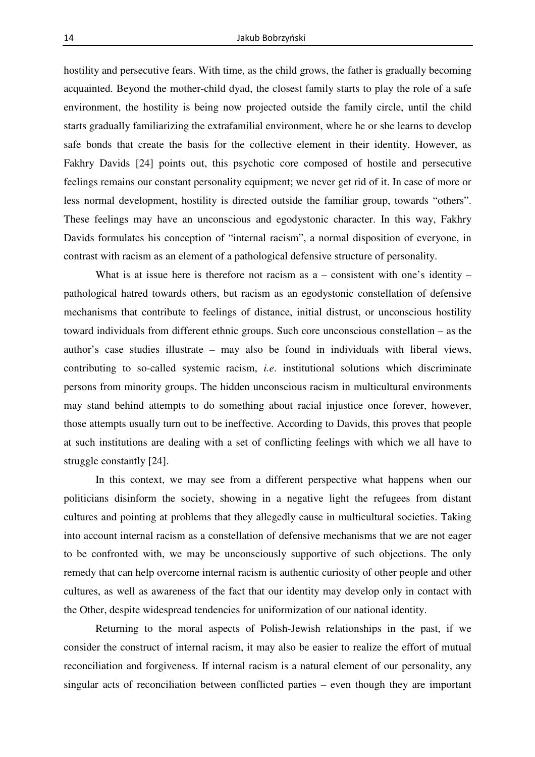hostility and persecutive fears. With time, as the child grows, the father is gradually becoming acquainted. Beyond the mother-child dyad, the closest family starts to play the role of a safe environment, the hostility is being now projected outside the family circle, until the child starts gradually familiarizing the extrafamilial environment, where he or she learns to develop safe bonds that create the basis for the collective element in their identity. However, as Fakhry Davids [24] points out, this psychotic core composed of hostile and persecutive feelings remains our constant personality equipment; we never get rid of it. In case of more or less normal development, hostility is directed outside the familiar group, towards "others". These feelings may have an unconscious and egodystonic character. In this way, Fakhry Davids formulates his conception of "internal racism", a normal disposition of everyone, in contrast with racism as an element of a pathological defensive structure of personality.

What is at issue here is therefore not racism as a – consistent with one's identity – pathological hatred towards others, but racism as an egodystonic constellation of defensive mechanisms that contribute to feelings of distance, initial distrust, or unconscious hostility toward individuals from different ethnic groups. Such core unconscious constellation – as the author's case studies illustrate – may also be found in individuals with liberal views, contributing to so-called systemic racism, *i.e*. institutional solutions which discriminate persons from minority groups. The hidden unconscious racism in multicultural environments may stand behind attempts to do something about racial injustice once forever, however, those attempts usually turn out to be ineffective. According to Davids, this proves that people at such institutions are dealing with a set of conflicting feelings with which we all have to struggle constantly [24].

In this context, we may see from a different perspective what happens when our politicians disinform the society, showing in a negative light the refugees from distant cultures and pointing at problems that they allegedly cause in multicultural societies. Taking into account internal racism as a constellation of defensive mechanisms that we are not eager to be confronted with, we may be unconsciously supportive of such objections. The only remedy that can help overcome internal racism is authentic curiosity of other people and other cultures, as well as awareness of the fact that our identity may develop only in contact with the Other, despite widespread tendencies for uniformization of our national identity.

Returning to the moral aspects of Polish-Jewish relationships in the past, if we consider the construct of internal racism, it may also be easier to realize the effort of mutual reconciliation and forgiveness. If internal racism is a natural element of our personality, any singular acts of reconciliation between conflicted parties – even though they are important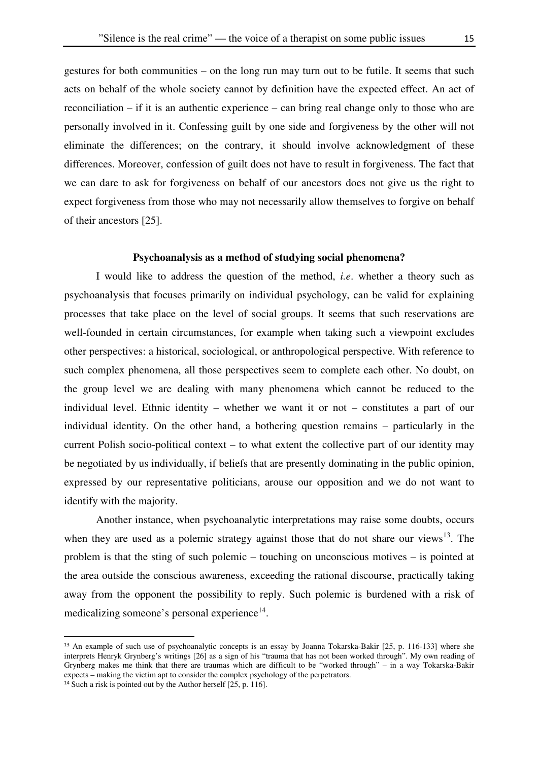gestures for both communities – on the long run may turn out to be futile. It seems that such acts on behalf of the whole society cannot by definition have the expected effect. An act of reconciliation – if it is an authentic experience – can bring real change only to those who are personally involved in it. Confessing guilt by one side and forgiveness by the other will not eliminate the differences; on the contrary, it should involve acknowledgment of these differences. Moreover, confession of guilt does not have to result in forgiveness. The fact that we can dare to ask for forgiveness on behalf of our ancestors does not give us the right to expect forgiveness from those who may not necessarily allow themselves to forgive on behalf of their ancestors [25].

### Psychoanalysis as a method of studying social phenomena?

I would like to address the question of the method, *i.e*. whether a theory such as psychoanalysis that focuses primarily on individual psychology, can be valid for explaining processes that take place on the level of social groups. It seems that such reservations are well-founded in certain circumstances, for example when taking such a viewpoint excludes other perspectives: a historical, sociological, or anthropological perspective. With reference to such complex phenomena, all those perspectives seem to complete each other. No doubt, on the group level we are dealing with many phenomena which cannot be reduced to the individual level. Ethnic identity – whether we want it or not – constitutes a part of our individual identity. On the other hand, a bothering question remains – particularly in the current Polish socio-political context – to what extent the collective part of our identity may be negotiated by us individually, if beliefs that are presently dominating in the public opinion, expressed by our representative politicians, arouse our opposition and we do not want to identify with the majority.

Another instance, when psychoanalytic interpretations may raise some doubts, occurs when they are used as a polemic strategy against those that do not share our views[13]. The problem is that the sting of such polemic – touching on unconscious motives – is pointed at the area outside the conscious awareness, exceeding the rational discourse, practically taking away from the opponent the possibility to reply. Such polemic is burdened with a risk of medicalizing someone's personal experience[14].

---

[13] An example of such use of psychoanalytic concepts is an essay by Joanna Tokarska-Bakir [25, p. 116-133] where she interprets Henryk Grynberg's writings [26] as a sign of his "trauma that has not been worked through". My own reading of Grynberg makes me think that there are traumas which are difficult to be "worked through" – in a way Tokarska-Bakir expects – making the victim apt to consider the complex psychology of the perpetrators.

[14] Such a risk is pointed out by the Author herself [25, p. 116].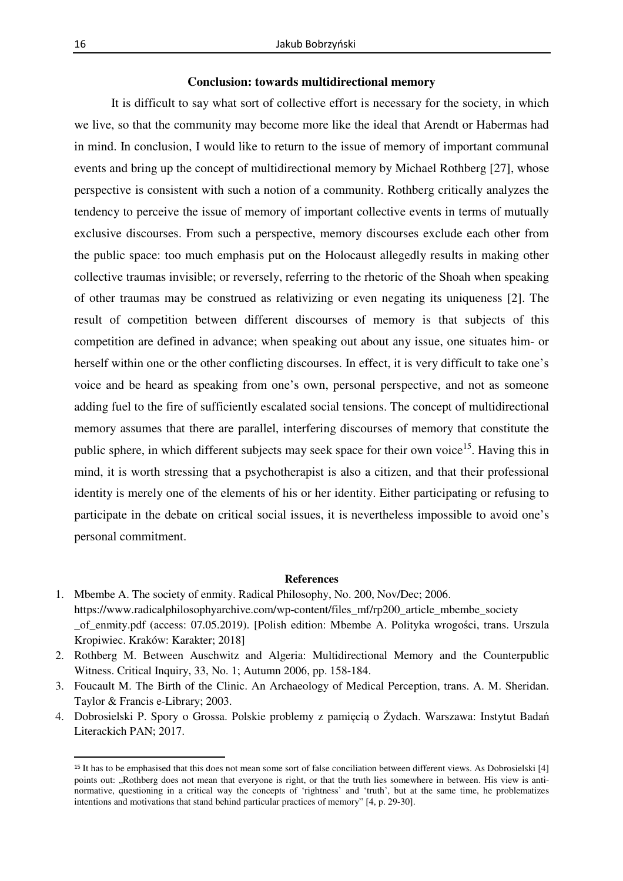## Conclusion: towards multidirectional memory

It is difficult to say what sort of collective effort is necessary for the society, in which we live, so that the community may become more like the ideal that Arendt or Habermas had in mind. In conclusion, I would like to return to the issue of memory of important communal events and bring up the concept of multidirectional memory by Michael Rothberg [27], whose perspective is consistent with such a notion of a community. Rothberg critically analyzes the tendency to perceive the issue of memory of important collective events in terms of mutually exclusive discourses. From such a perspective, memory discourses exclude each other from the public space: too much emphasis put on the Holocaust allegedly results in making other collective traumas invisible; or reversely, referring to the rhetoric of the Shoah when speaking of other traumas may be construed as relativizing or even negating its uniqueness [2]. The result of competition between different discourses of memory is that subjects of this competition are defined in advance; when speaking out about any issue, one situates him- or herself within one or the other conflicting discourses. In effect, it is very difficult to take one's voice and be heard as speaking from one's own, personal perspective, and not as someone adding fuel to the fire of sufficiently escalated social tensions. The concept of multidirectional memory assumes that there are parallel, interfering discourses of memory that constitute the public sphere, in which different subjects may seek space for their own voice[15]. Having this in mind, it is worth stressing that a psychotherapist is also a citizen, and that their professional identity is merely one of the elements of his or her identity. Either participating or refusing to participate in the debate on critical social issues, it is nevertheless impossible to avoid one's personal commitment.

### References

1. Mbembe A. The society of enmity. Radical Philosophy, No. 200, Nov/Dec; 2006. https://www.radicalphilosophyarchive.com/wp-content/files_mf/rp200_article_mbembe_society_of_enmity.pdf (access: 07.05.2019). [Polish edition: Mbembe A. Polityka wrogości, trans. Urszula Kropiwiec. Kraków: Karakter; 2018]
2. Rothberg M. Between Auschwitz and Algeria: Multidirectional Memory and the Counterpublic Witness. Critical Inquiry, 33, No. 1; Autumn 2006, pp. 158-184.
3. Foucault M. The Birth of the Clinic. An Archaeology of Medical Perception, trans. A. M. Sheridan. Taylor & Francis e-Library; 2003.
4. Dobrosielski P. Spory o Grossa. Polskie problemy z pamięcią o Żydach. Warszawa: Instytut Badań Literackich PAN; 2017.

---

[15] It has to be emphasised that this does not mean some sort of false conciliation between different views. As Dobrosielski [4] points out: „Rothberg does not mean that everyone is right, or that the truth lies somewhere in between. His view is anti-normative, questioning in a critical way the concepts of 'rightness' and 'truth', but at the same time, he problematizes intentions and motivations that stand behind particular practices of memory" [4, p. 29-30].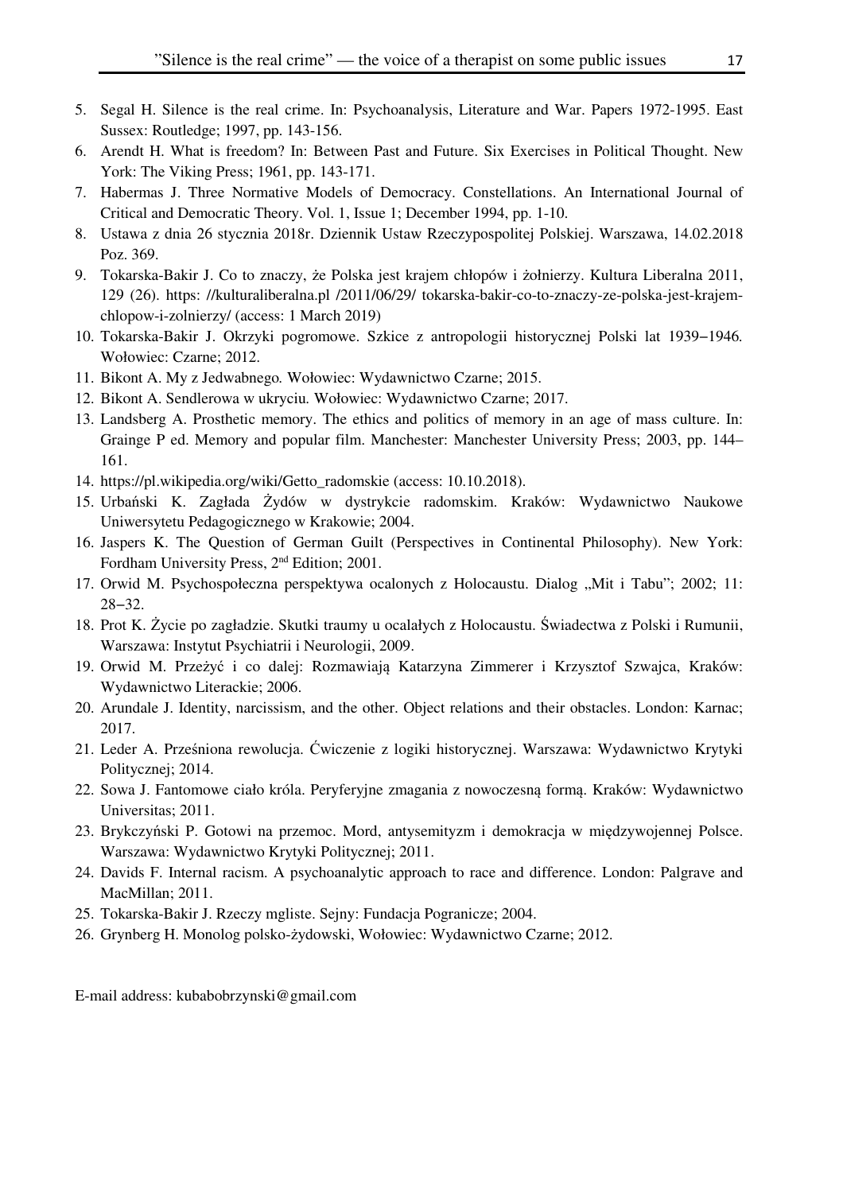5. Segal H. Silence is the real crime. In: Psychoanalysis, Literature and War. Papers 1972-1995. East Sussex: Routledge; 1997, pp. 143-156.
6. Arendt H. What is freedom? In: Between Past and Future. Six Exercises in Political Thought. New York: The Viking Press; 1961, pp. 143-171.
7. Habermas J. Three Normative Models of Democracy. Constellations. An International Journal of Critical and Democratic Theory. Vol. 1, Issue 1; December 1994, pp. 1-10.
8. Ustawa z dnia 26 stycznia 2018r. Dziennik Ustaw Rzeczypospolitej Polskiej. Warszawa, 14.02.2018 Poz. 369.
9. Tokarska-Bakir J. Co to znaczy, że Polska jest krajem chłopów i żołnierzy. Kultura Liberalna 2011, 129 (26). https: //kulturaliberalna.pl /2011/06/29/ tokarska-bakir-co-to-znaczy-ze-polska-jest-krajem-chlopow-i-zolnierzy/ (access: 1 March 2019)
10. Tokarska-Bakir J. Okrzyki pogromowe. Szkice z antropologii historycznej Polski lat 1939–1946. Wołowiec: Czarne; 2012.
11. Bikont A. My z Jedwabnego. Wołowiec: Wydawnictwo Czarne; 2015.
12. Bikont A. Sendlerowa w ukryciu. Wołowiec: Wydawnictwo Czarne; 2017.
13. Landsberg A. Prosthetic memory. The ethics and politics of memory in an age of mass culture. In: Grainge P ed. Memory and popular film. Manchester: Manchester University Press; 2003, pp. 144–161.
14. https://pl.wikipedia.org/wiki/Getto_radomskie (access: 10.10.2018).
15. Urbański K. Zagłada Żydów w dystrykcie radomskim. Kraków: Wydawnictwo Naukowe Uniwersytetu Pedagogicznego w Krakowie; 2004.
16. Jaspers K. The Question of German Guilt (Perspectives in Continental Philosophy). New York: Fordham University Press, 2nd Edition; 2001.
17. Orwid M. Psychospołeczna perspektywa ocalonych z Holocaustu. Dialog „Mit i Tabu"; 2002; 11: 28–32.
18. Prot K. Życie po zagładzie. Skutki traumy u ocalałych z Holocaustu. Świadectwa z Polski i Rumunii, Warszawa: Instytut Psychiatrii i Neurologii, 2009.
19. Orwid M. Przeżyć i co dalej: Rozmawiają Katarzyna Zimmerer i Krzysztof Szwajca, Kraków: Wydawnictwo Literackie; 2006.
20. Arundale J. Identity, narcissism, and the other. Object relations and their obstacles. London: Karnac; 2017.
21. Leder A. Prześniona rewolucja. Ćwiczenie z logiki historycznej. Warszawa: Wydawnictwo Krytyki Politycznej; 2014.
22. Sowa J. Fantomowe ciało króla. Peryferyjne zmagania z nowoczesną formą. Kraków: Wydawnictwo Universitas; 2011.
23. Brykczyński P. Gotowi na przemoc. Mord, antysemityzm i demokracja w międzywojennej Polsce. Warszawa: Wydawnictwo Krytyki Politycznej; 2011.
24. Davids F. Internal racism. A psychoanalytic approach to race and difference. London: Palgrave and MacMillan; 2011.
25. Tokarska-Bakir J. Rzeczy mgliste. Sejny: Fundacja Pogranicze; 2004.
26. Grynberg H. Monolog polsko-żydowski, Wołowiec: Wydawnictwo Czarne; 2012.

E-mail address: kubabobrzynski@gmail.com